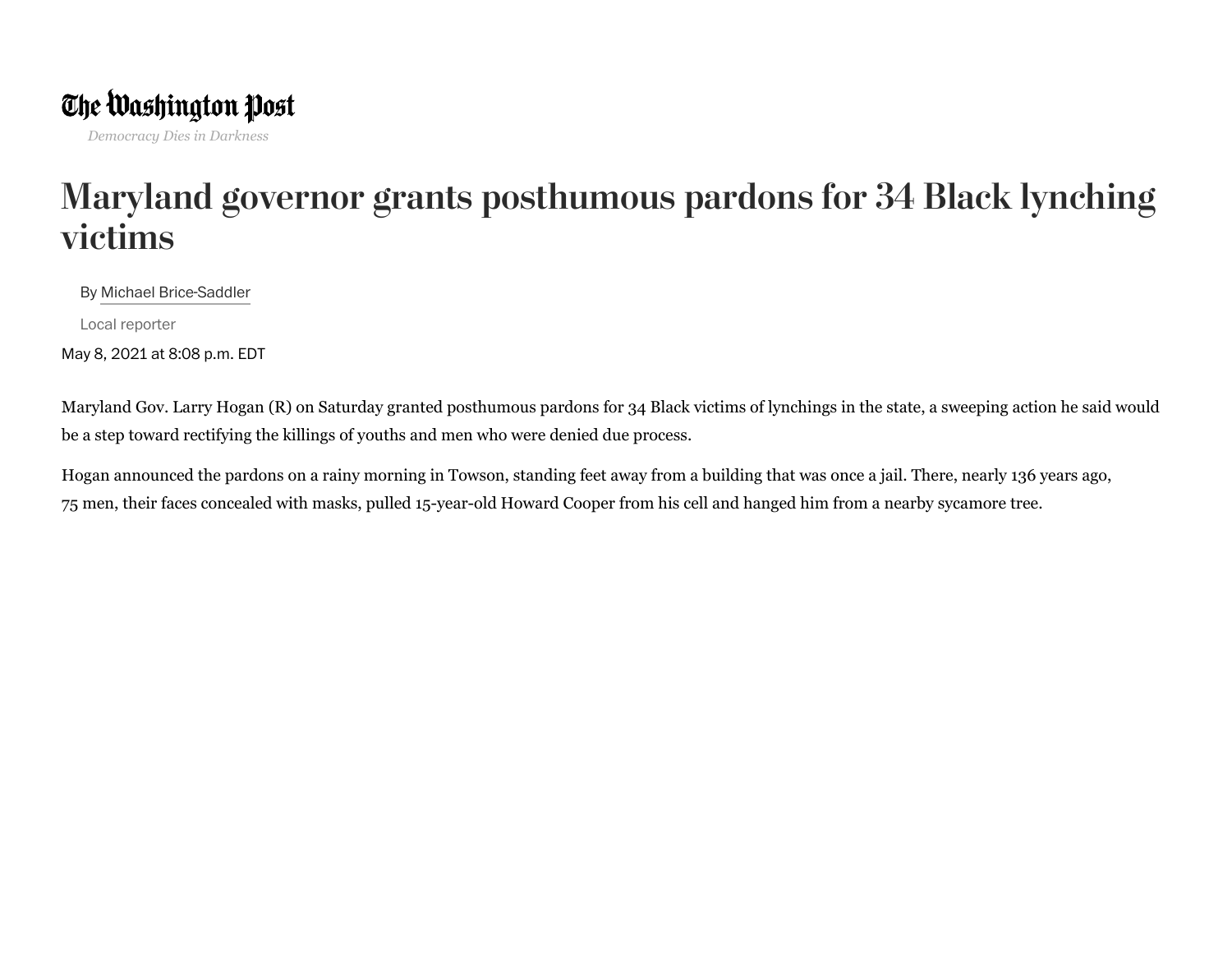The Washington Post

*Democracy Dies in Darkness*

# Maryland governor grants posthumous pardons for 34 Black lynching victims

By Michael Brice-Saddler

Local reporter

May 8, 2021 at 8:08 p.m. EDT

Maryland Gov. Larry Hogan (R) on Saturday granted posthumous pardons for 34 Black victims of lynchings in the state, a sweeping action he said would be a step toward rectifying the killings of youths and men who were denied due process.

Hogan announced the pardons on a rainy morning in Towson, standing feet away from a building that was once a jail. There, nearly 136 years ago, 75 men, their faces concealed with masks, pulled 15-year-old Howard Cooper from his cell and hanged him from a nearby sycamore tree.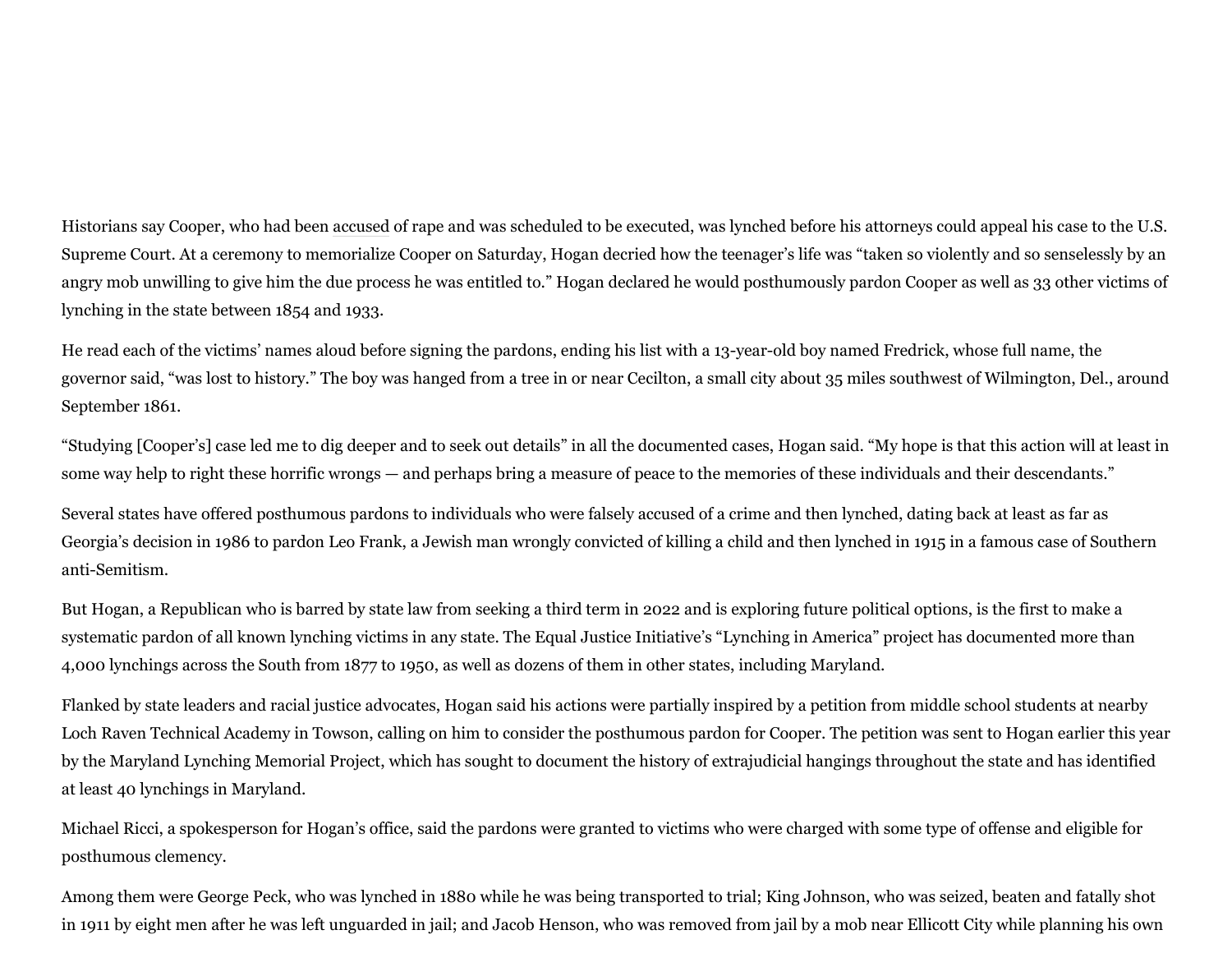Historians say Cooper, who had been accused of rape and was scheduled to be executed, was lynched before his attorneys could appeal his case to the U.S. Supreme Court. At a ceremony to memorialize Cooper on Saturday, Hogan decried how the teenager's life was "taken so violently and so senselessly by an angry mob unwilling to give him the due process he was entitled to." Hogan declared he would posthumously pardon Cooper as well as 33 other victims of lynching in the state between 1854 and 1933.

He read each of the victims' names aloud before signing the pardons, ending his list with a 13-year-old boy named Fredrick, whose full name, the governor said, "was lost to history." The boy was hanged from a tree in or near Cecilton, a small city about 35 miles southwest of Wilmington, Del., around September 1861.

"Studying [Cooper's] case led me to dig deeper and to seek out details" in all the documented cases, Hogan said. "My hope is that this action will at least in some way help to right these horrific wrongs — and perhaps bring a measure of peace to the memories of these individuals and their descendants."

Several states have offered posthumous pardons to individuals who were falsely accused of a crime and then lynched, dating back at least as far as Georgia's decision in 1986 to pardon Leo Frank, a Jewish man wrongly convicted of killing a child and then lynched in 1915 in a famous case of Southern anti-Semitism.

But Hogan, a Republican who is barred by state law from seeking a third term in 2022 and is exploring future political options, is the first to make a systematic pardon of all known lynching victims in any state. The Equal Justice Initiative's "Lynching in America" project has documented more than 4,000 lynchings across the South from 1877 to 1950, as well as dozens of them in other states, including Maryland.

Flanked by state leaders and racial justice advocates, Hogan said his actions were partially inspired by a petition from middle school students at nearby Loch Raven Technical Academy in Towson, calling on him to consider the posthumous pardon for Cooper. The petition was sent to Hogan earlier this year by the Maryland Lynching Memorial Project, which has sought to document the history of extrajudicial hangings throughout the state and has identified at least 40 lynchings in Maryland.

Michael Ricci, a spokesperson for Hogan's office, said the pardons were granted to victims who were charged with some type of offense and eligible for posthumous clemency.

Among them were George Peck, who was lynched in 1880 while he was being transported to trial; King Johnson, who was seized, beaten and fatally shot in 1911 by eight men after he was left unguarded in jail; and Jacob Henson, who was removed from jail by a mob near Ellicott City while planning his own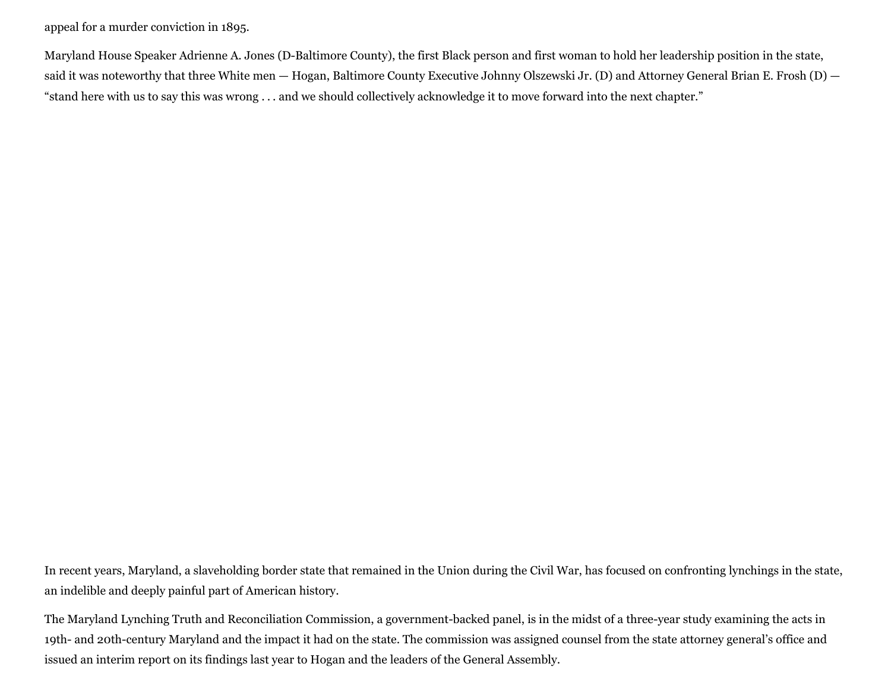appeal for a murder conviction in 1895.

Maryland House Speaker Adrienne A. Jones (D-Baltimore County), the first Black person and first woman to hold her leadership position in the state, said it was noteworthy that three White men — Hogan, Baltimore County Executive Johnny Olszewski Jr. (D) and Attorney General Brian E. Frosh (D) — "stand here with us to say this was wrong . . . and we should collectively acknowledge it to move forward into the next chapter."

In recent years, Maryland, a slaveholding border state that remained in the Union during the Civil War, has focused on confronting lynchings in the state, an indelible and deeply painful part of American history.

The Maryland Lynching Truth and Reconciliation Commission, a government-backed panel, is in the midst of a three-year study examining the acts in 19th- and 20th-century Maryland and the impact it had on the state. The commission was assigned counsel from the state attorney general's office and issued an interim report on its findings last year to Hogan and the leaders of the General Assembly.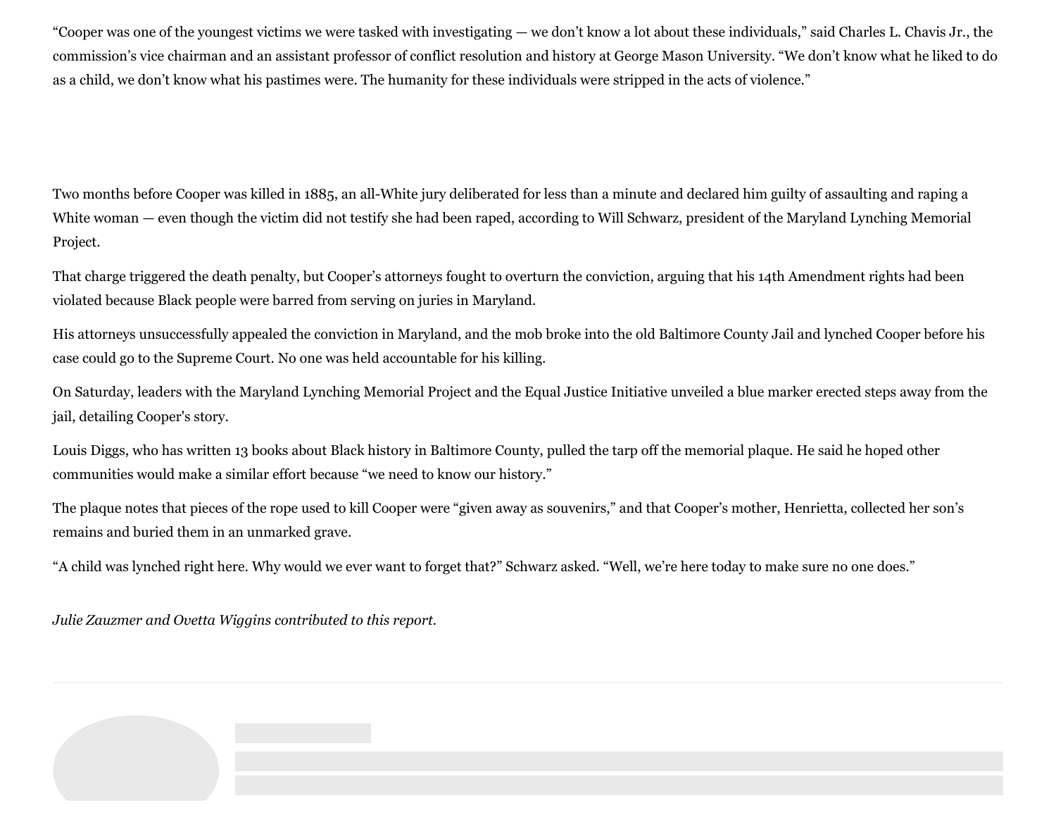"Cooper was one of the youngest victims we were tasked with investigating — we don't know a lot about these individuals," said Charles L. Chavis Jr., the commission's vice chairman and an assistant professor of conflict resolution and history at George Mason University. "We don't know what he liked to do as a child, we don't know what his pastimes were. The humanity for these individuals were stripped in the acts of violence."

Two months before Cooper was killed in 1885, an all-White jury deliberated for less than a minute and declared him guilty of assaulting and raping a White woman — even though the victim did not testify she had been raped, according to Will Schwarz, president of the Maryland Lynching Memorial Project.

That charge triggered the death penalty, but Cooper's attorneys fought to overturn the conviction, arguing that his 14th Amendment rights had been violated because Black people were barred from serving on juries in Maryland.

His attorneys unsuccessfully appealed the conviction in Maryland, and the mob broke into the old Baltimore County Jail and lynched Cooper before his case could go to the Supreme Court. No one was held accountable for his killing.

On Saturday, leaders with the Maryland Lynching Memorial Project and the Equal Justice Initiative unveiled a blue marker erected steps away from the jail, detailing Cooper's story.

Louis Diggs, who has written 13 books about Black history in Baltimore County, pulled the tarp off the memorial plaque. He said he hoped other communities would make a similar effort because "we need to know our history."

The plaque notes that pieces of the rope used to kill Cooper were "given away as souvenirs," and that Cooper's mother, Henrietta, collected her son's remains and buried them in an unmarked grave.

"A child was lynched right here. Why would we ever want to forget that?" Schwarz asked. "Well, we're here today to make sure no one does."

*Julie Zauzmer and Ovetta Wiggins contributed to this report.*